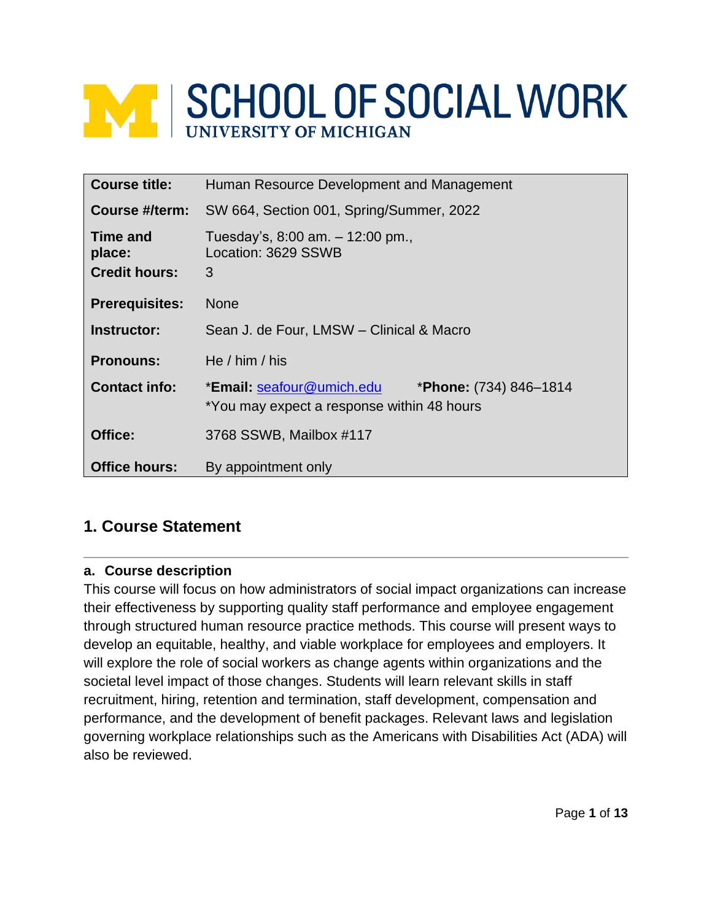# SCHOOL OF SOCIAL WORK
UNIVERSITY OF MICHIGAN

| | |
|---|---|
| **Course title:** | Human Resource Development and Management |
| **Course #/term:** | SW 664, Section 001, Spring/Summer, 2022 |
| **Time and place:** | Tuesday's, 8:00 am. – 12:00 pm., Location: 3629 SSWB |
| **Credit hours:** | 3 |
| **Prerequisites:** | None |
| **Instructor:** | Sean J. de Four, LMSW – Clinical & Macro |
| **Pronouns:** | He / him / his |
| **Contact info:** | ***Email:** seafour@umich.edu &nbsp;&nbsp;&nbsp; ***Phone:** (734) 846–1814 <br> *You may expect a response within 48 hours |
| **Office:** | 3768 SSWB, Mailbox #117 |
| **Office hours:** | By appointment only |

## 1. Course Statement

### a. Course description

This course will focus on how administrators of social impact organizations can increase their effectiveness by supporting quality staff performance and employee engagement through structured human resource practice methods. This course will present ways to develop an equitable, healthy, and viable workplace for employees and employers. It will explore the role of social workers as change agents within organizations and the societal level impact of those changes. Students will learn relevant skills in staff recruitment, hiring, retention and termination, staff development, compensation and performance, and the development of benefit packages. Relevant laws and legislation governing workplace relationships such as the Americans with Disabilities Act (ADA) will also be reviewed.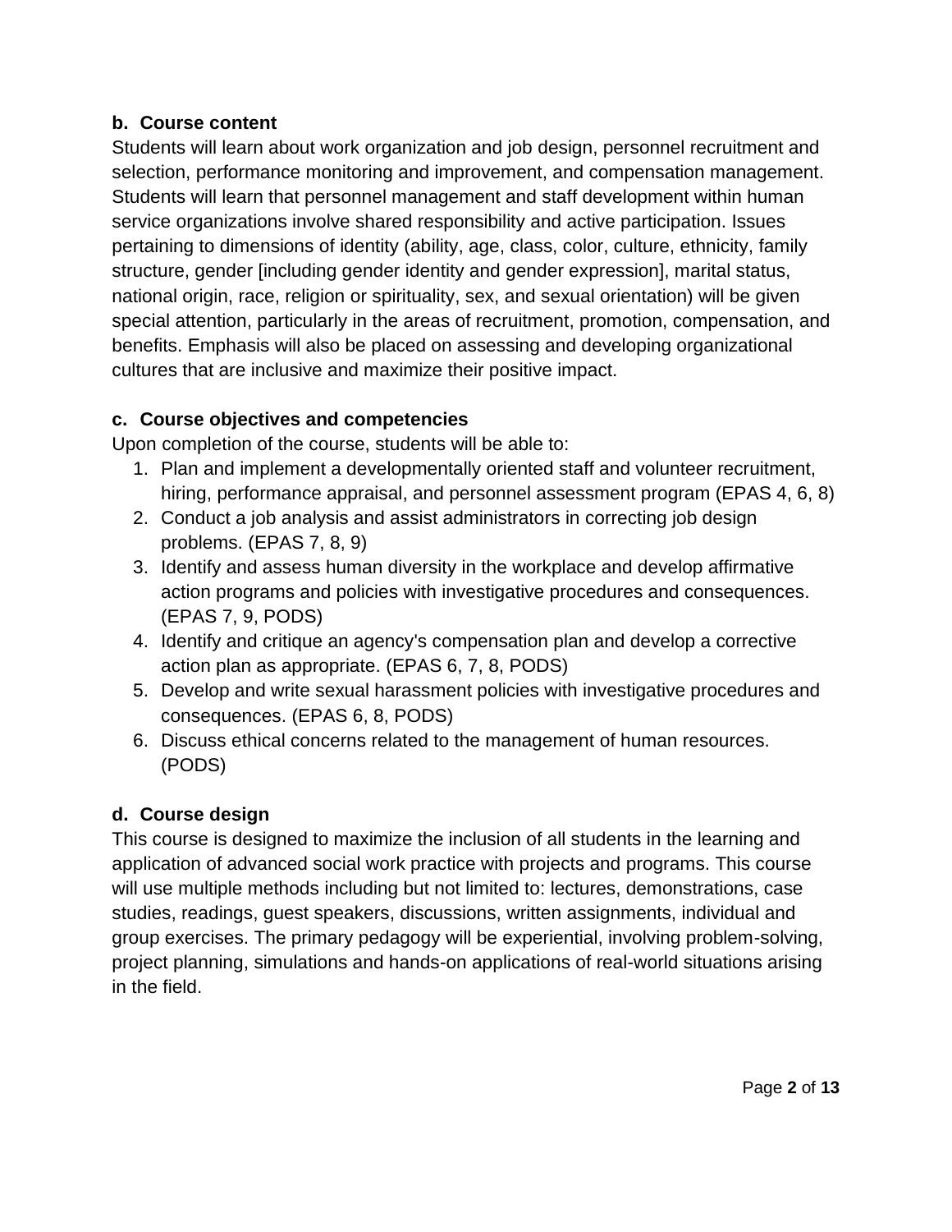### b. Course content

Students will learn about work organization and job design, personnel recruitment and selection, performance monitoring and improvement, and compensation management. Students will learn that personnel management and staff development within human service organizations involve shared responsibility and active participation. Issues pertaining to dimensions of identity (ability, age, class, color, culture, ethnicity, family structure, gender [including gender identity and gender expression], marital status, national origin, race, religion or spirituality, sex, and sexual orientation) will be given special attention, particularly in the areas of recruitment, promotion, compensation, and benefits. Emphasis will also be placed on assessing and developing organizational cultures that are inclusive and maximize their positive impact.

### c. Course objectives and competencies

Upon completion of the course, students will be able to:

1. Plan and implement a developmentally oriented staff and volunteer recruitment, hiring, performance appraisal, and personnel assessment program (EPAS 4, 6, 8)
2. Conduct a job analysis and assist administrators in correcting job design problems. (EPAS 7, 8, 9)
3. Identify and assess human diversity in the workplace and develop affirmative action programs and policies with investigative procedures and consequences. (EPAS 7, 9, PODS)
4. Identify and critique an agency's compensation plan and develop a corrective action plan as appropriate. (EPAS 6, 7, 8, PODS)
5. Develop and write sexual harassment policies with investigative procedures and consequences. (EPAS 6, 8, PODS)
6. Discuss ethical concerns related to the management of human resources. (PODS)

### d. Course design

This course is designed to maximize the inclusion of all students in the learning and application of advanced social work practice with projects and programs. This course will use multiple methods including but not limited to: lectures, demonstrations, case studies, readings, guest speakers, discussions, written assignments, individual and group exercises. The primary pedagogy will be experiential, involving problem-solving, project planning, simulations and hands-on applications of real-world situations arising in the field.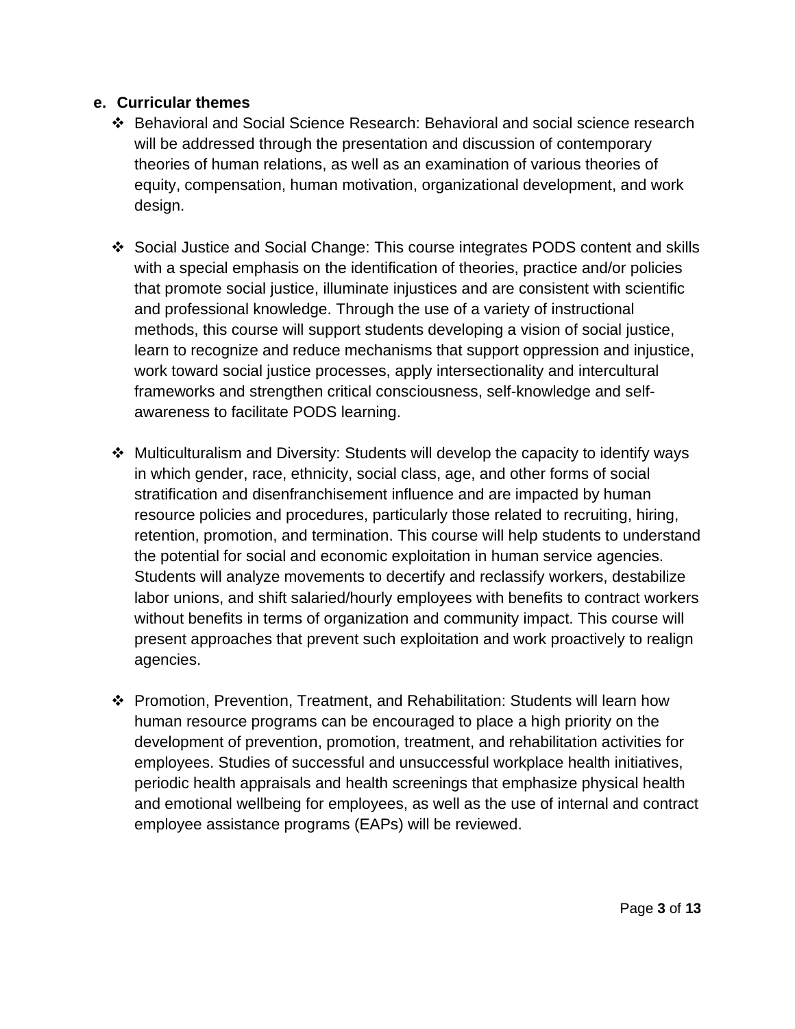**e. Curricular themes**

- Behavioral and Social Science Research: Behavioral and social science research will be addressed through the presentation and discussion of contemporary theories of human relations, as well as an examination of various theories of equity, compensation, human motivation, organizational development, and work design.

- Social Justice and Social Change: This course integrates PODS content and skills with a special emphasis on the identification of theories, practice and/or policies that promote social justice, illuminate injustices and are consistent with scientific and professional knowledge. Through the use of a variety of instructional methods, this course will support students developing a vision of social justice, learn to recognize and reduce mechanisms that support oppression and injustice, work toward social justice processes, apply intersectionality and intercultural frameworks and strengthen critical consciousness, self-knowledge and self-awareness to facilitate PODS learning.

- Multiculturalism and Diversity: Students will develop the capacity to identify ways in which gender, race, ethnicity, social class, age, and other forms of social stratification and disenfranchisement influence and are impacted by human resource policies and procedures, particularly those related to recruiting, hiring, retention, promotion, and termination. This course will help students to understand the potential for social and economic exploitation in human service agencies. Students will analyze movements to decertify and reclassify workers, destabilize labor unions, and shift salaried/hourly employees with benefits to contract workers without benefits in terms of organization and community impact. This course will present approaches that prevent such exploitation and work proactively to realign agencies.

- Promotion, Prevention, Treatment, and Rehabilitation: Students will learn how human resource programs can be encouraged to place a high priority on the development of prevention, promotion, treatment, and rehabilitation activities for employees. Studies of successful and unsuccessful workplace health initiatives, periodic health appraisals and health screenings that emphasize physical health and emotional wellbeing for employees, as well as the use of internal and contract employee assistance programs (EAPs) will be reviewed.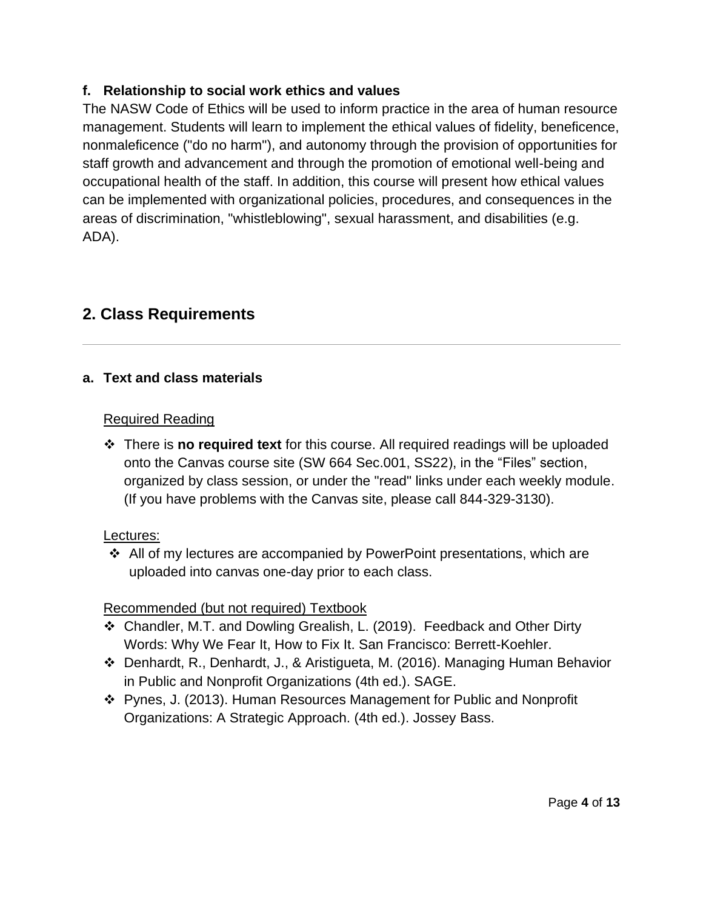### f. Relationship to social work ethics and values

The NASW Code of Ethics will be used to inform practice in the area of human resource management. Students will learn to implement the ethical values of fidelity, beneficence, nonmaleficence ("do no harm"), and autonomy through the provision of opportunities for staff growth and advancement and through the promotion of emotional well-being and occupational health of the staff. In addition, this course will present how ethical values can be implemented with organizational policies, procedures, and consequences in the areas of discrimination, "whistleblowing", sexual harassment, and disabilities (e.g. ADA).

## 2. Class Requirements

---

### a. Text and class materials

Required Reading

- There is **no required text** for this course. All required readings will be uploaded onto the Canvas course site (SW 664 Sec.001, SS22), in the “Files” section, organized by class session, or under the "read" links under each weekly module. (If you have problems with the Canvas site, please call 844-329-3130).

Lectures:

- All of my lectures are accompanied by PowerPoint presentations, which are uploaded into canvas one-day prior to each class.

Recommended (but not required) Textbook

- Chandler, M.T. and Dowling Grealish, L. (2019). Feedback and Other Dirty Words: Why We Fear It, How to Fix It. San Francisco: Berrett-Koehler.
- Denhardt, R., Denhardt, J., & Aristigueta, M. (2016). Managing Human Behavior in Public and Nonprofit Organizations (4th ed.). SAGE.
- Pynes, J. (2013). Human Resources Management for Public and Nonprofit Organizations: A Strategic Approach. (4th ed.). Jossey Bass.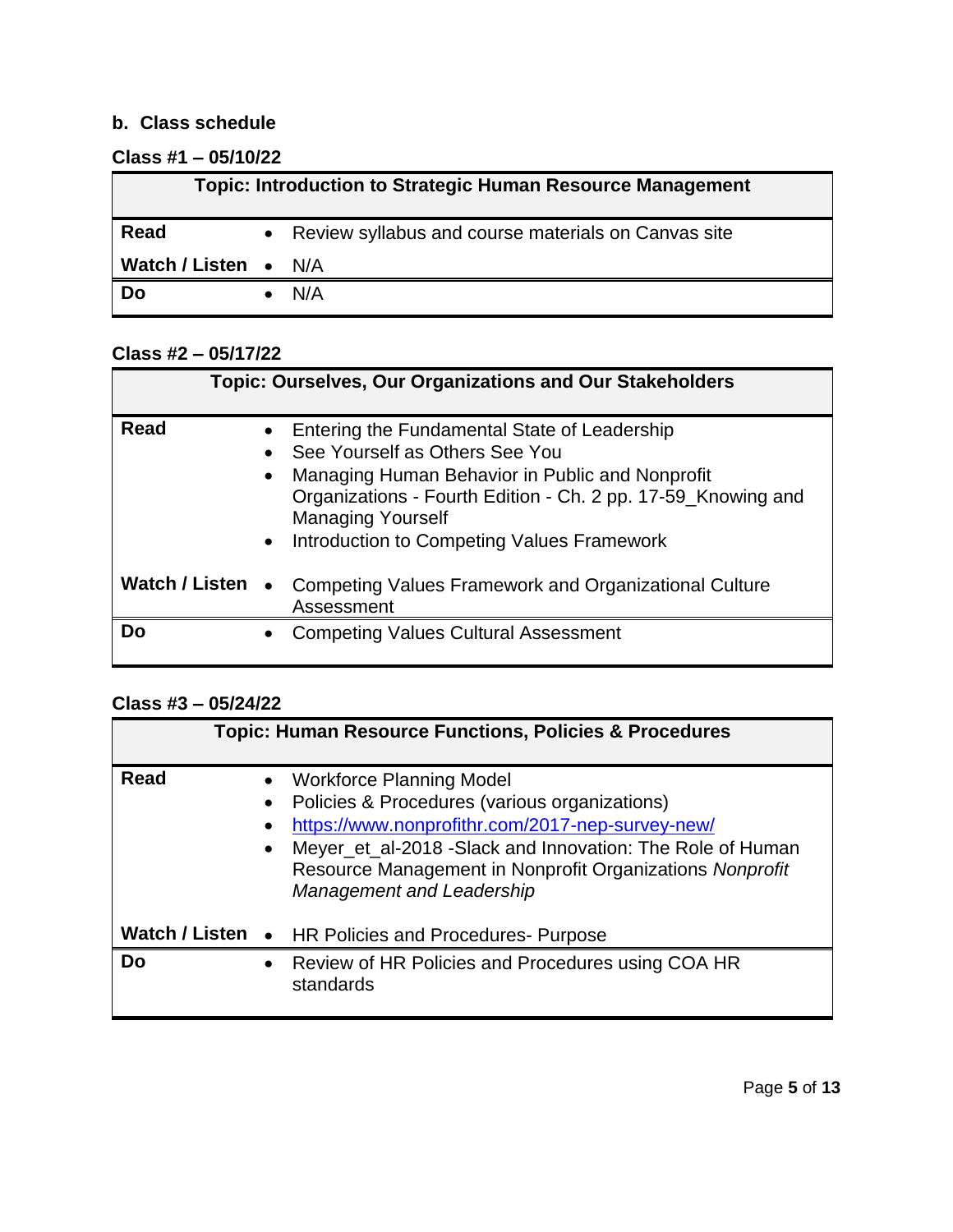### b. Class schedule

#### Class #1 – 05/10/22

| Topic: Introduction to Strategic Human Resource Management | |
|---|---|
| **Read** | • Review syllabus and course materials on Canvas site |
| **Watch / Listen** | • N/A |
| **Do** | • N/A |

#### Class #2 – 05/17/22

| Topic: Ourselves, Our Organizations and Our Stakeholders | |
|---|---|
| **Read** | • Entering the Fundamental State of Leadership<br>• See Yourself as Others See You<br>• Managing Human Behavior in Public and Nonprofit Organizations - Fourth Edition - Ch. 2 pp. 17-59_Knowing and Managing Yourself<br>• Introduction to Competing Values Framework |
| **Watch / Listen** | • Competing Values Framework and Organizational Culture Assessment |
| **Do** | • Competing Values Cultural Assessment |

#### Class #3 – 05/24/22

| Topic: Human Resource Functions, Policies & Procedures | |
|---|---|
| **Read** | • Workforce Planning Model<br>• Policies & Procedures (various organizations)<br>• https://www.nonprofithr.com/2017-nep-survey-new/<br>• Meyer_et_al-2018 -Slack and Innovation: The Role of Human Resource Management in Nonprofit Organizations *Nonprofit Management and Leadership* |
| **Watch / Listen** | • HR Policies and Procedures- Purpose |
| **Do** | • Review of HR Policies and Procedures using COA HR standards |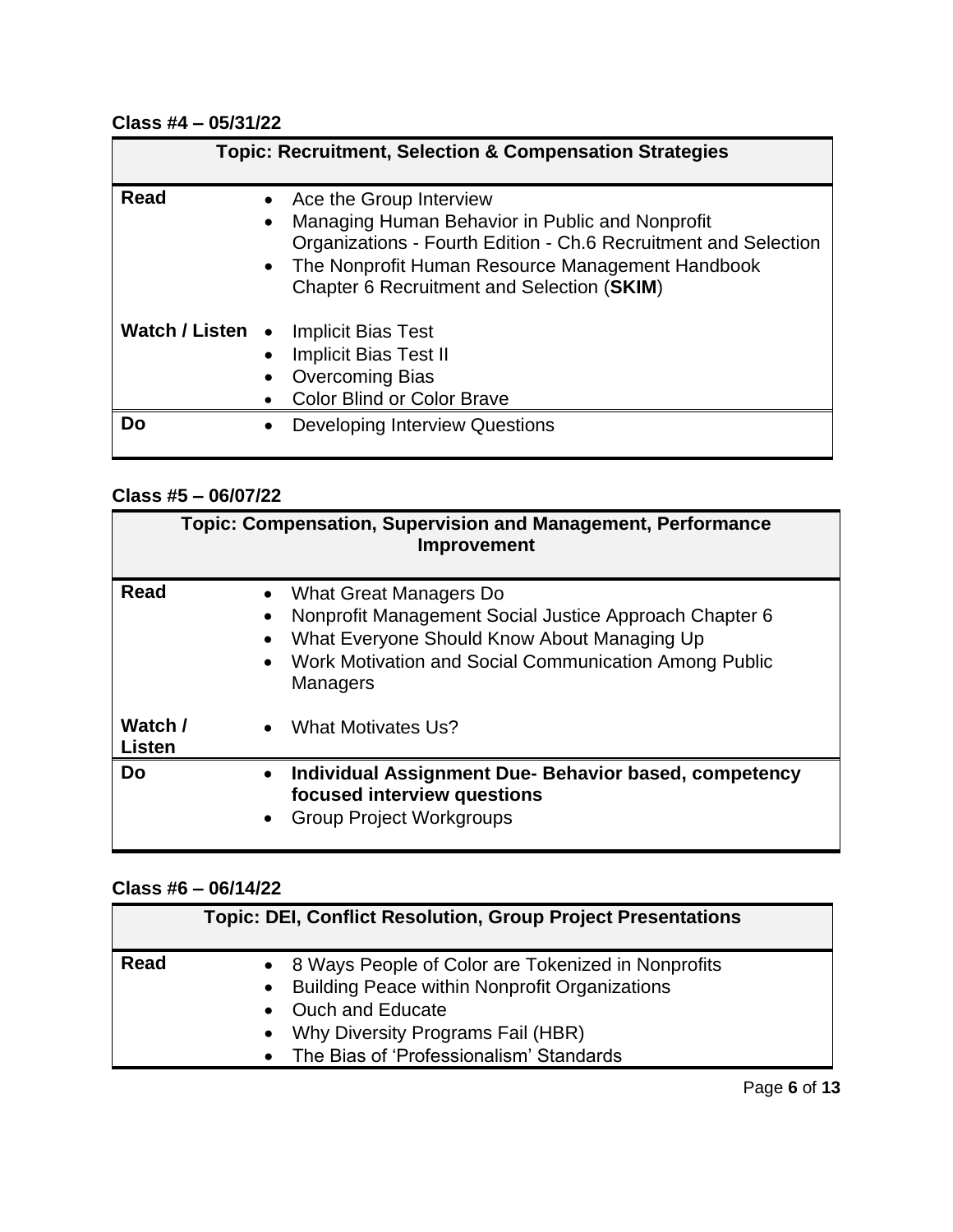**Class #4 – 05/31/22**

| Topic: Recruitment, Selection & Compensation Strategies | |
|---|---|
| **Read** | • Ace the Group Interview<br>• Managing Human Behavior in Public and Nonprofit Organizations - Fourth Edition - Ch.6 Recruitment and Selection<br>• The Nonprofit Human Resource Management Handbook Chapter 6 Recruitment and Selection (**SKIM**) |
| **Watch / Listen** | • Implicit Bias Test<br>• Implicit Bias Test II<br>• Overcoming Bias<br>• Color Blind or Color Brave |
| **Do** | • Developing Interview Questions |

**Class #5 – 06/07/22**

| Topic: Compensation, Supervision and Management, Performance Improvement | |
|---|---|
| **Read** | • What Great Managers Do<br>• Nonprofit Management Social Justice Approach Chapter 6<br>• What Everyone Should Know About Managing Up<br>• Work Motivation and Social Communication Among Public Managers |
| **Watch / Listen** | • What Motivates Us? |
| **Do** | • **Individual Assignment Due- Behavior based, competency focused interview questions**<br>• Group Project Workgroups |

**Class #6 – 06/14/22**

| Topic: DEI, Conflict Resolution, Group Project Presentations | |
|---|---|
| **Read** | • 8 Ways People of Color are Tokenized in Nonprofits<br>• Building Peace within Nonprofit Organizations<br>• Ouch and Educate<br>• Why Diversity Programs Fail (HBR)<br>• The Bias of 'Professionalism' Standards |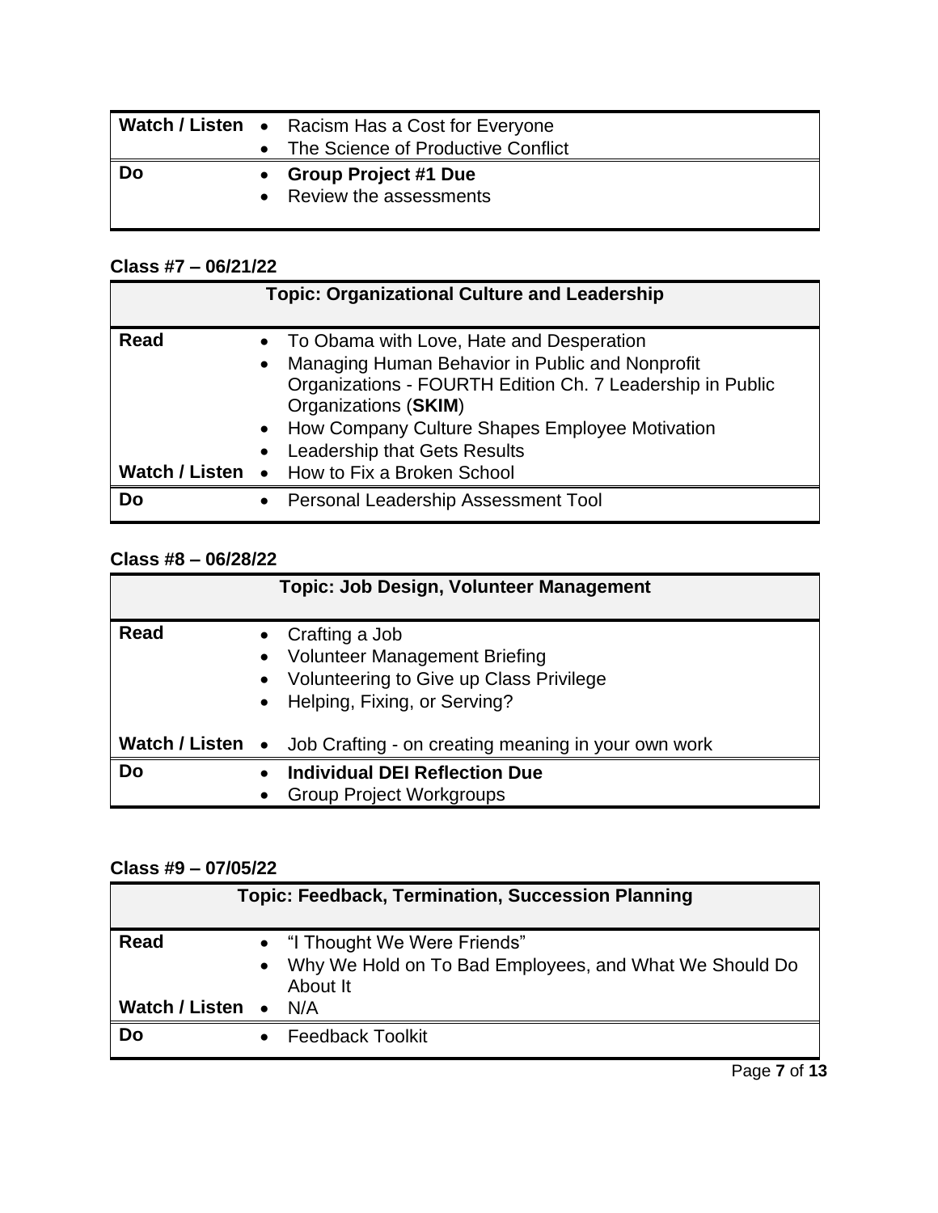| | |
|---|---|
| **Watch / Listen** | • Racism Has a Cost for Everyone<br>• The Science of Productive Conflict |
| **Do** | • **Group Project #1 Due**<br>• Review the assessments |

**Class #7 – 06/21/22**

| **Topic: Organizational Culture and Leadership** | |
|---|---|
| **Read** | • To Obama with Love, Hate and Desperation<br>• Managing Human Behavior in Public and Nonprofit Organizations - FOURTH Edition Ch. 7 Leadership in Public Organizations (**SKIM**)<br>• How Company Culture Shapes Employee Motivation<br>• Leadership that Gets Results |
| **Watch / Listen** | • How to Fix a Broken School |
| **Do** | • Personal Leadership Assessment Tool |

**Class #8 – 06/28/22**

| **Topic: Job Design, Volunteer Management** | |
|---|---|
| **Read** | • Crafting a Job<br>• Volunteer Management Briefing<br>• Volunteering to Give up Class Privilege<br>• Helping, Fixing, or Serving? |
| **Watch / Listen** | • Job Crafting - on creating meaning in your own work |
| **Do** | • **Individual DEI Reflection Due**<br>• Group Project Workgroups |

**Class #9 – 07/05/22**

| **Topic: Feedback, Termination, Succession Planning** | |
|---|---|
| **Read** | • "I Thought We Were Friends"<br>• Why We Hold on To Bad Employees, and What We Should Do About It |
| **Watch / Listen** | • N/A |
| **Do** | • Feedback Toolkit |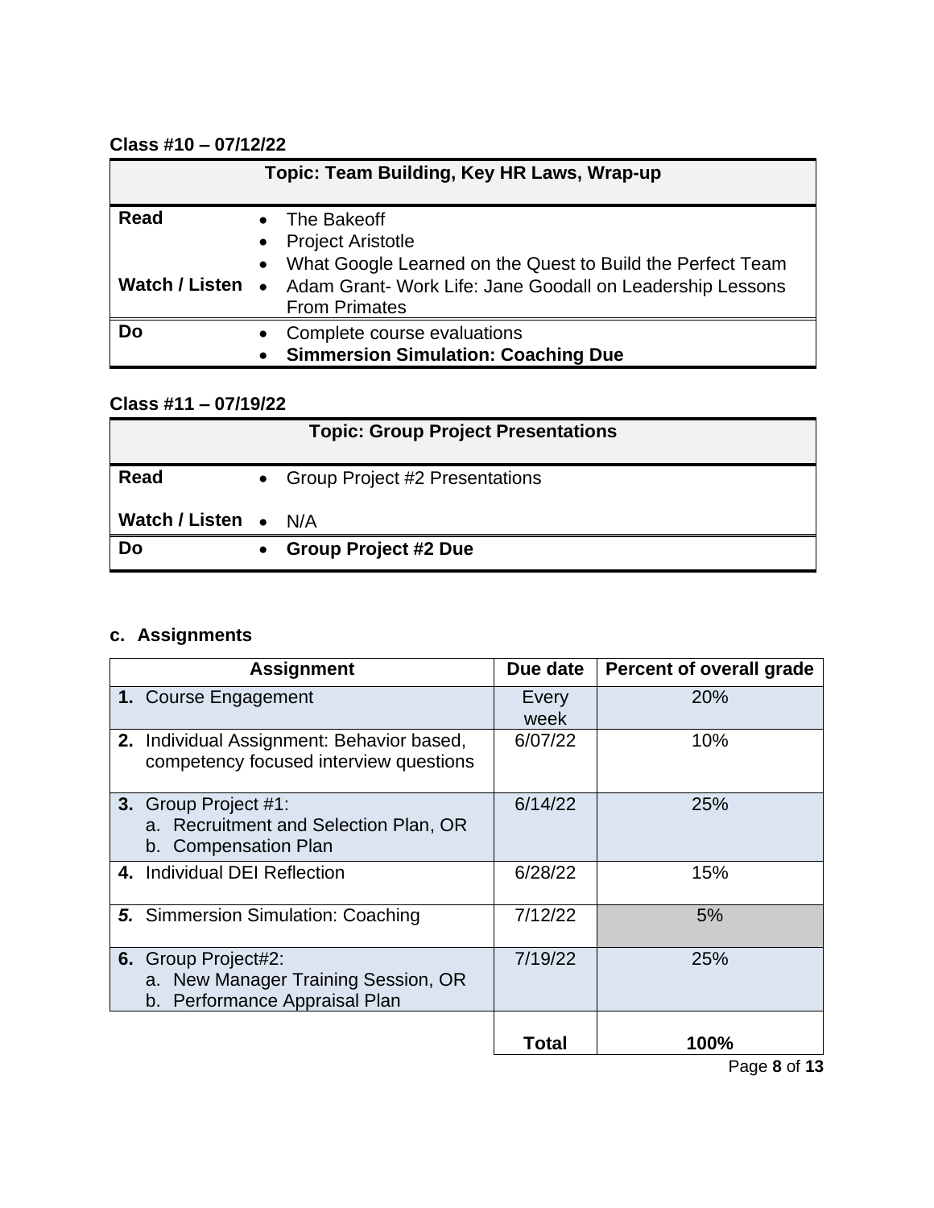**Class #10 – 07/12/22**

| Topic: Team Building, Key HR Laws, Wrap-up | |
|---|---|
| **Read** | • The Bakeoff<br>• Project Aristotle<br>• What Google Learned on the Quest to Build the Perfect Team |
| **Watch / Listen** | • Adam Grant- Work Life: Jane Goodall on Leadership Lessons From Primates |
| **Do** | • Complete course evaluations<br>• **Simmersion Simulation: Coaching Due** |

**Class #11 – 07/19/22**

| Topic: Group Project Presentations | |
|---|---|
| **Read** | • Group Project #2 Presentations |
| **Watch / Listen** | • N/A |
| **Do** | • **Group Project #2 Due** |

### c. Assignments

| Assignment | Due date | Percent of overall grade |
|---|---|---|
| **1.** Course Engagement | Every week | 20% |
| **2.** Individual Assignment: Behavior based, competency focused interview questions | 6/07/22 | 10% |
| **3.** Group Project #1:<br>a. Recruitment and Selection Plan, OR<br>b. Compensation Plan | 6/14/22 | 25% |
| **4.** Individual DEI Reflection | 6/28/22 | 15% |
| ***5.*** Simmersion Simulation: Coaching | 7/12/22 | 5% |
| **6.** Group Project#2:<br>a. New Manager Training Session, OR<br>b. Performance Appraisal Plan | 7/19/22 | 25% |
| | **Total** | **100%** |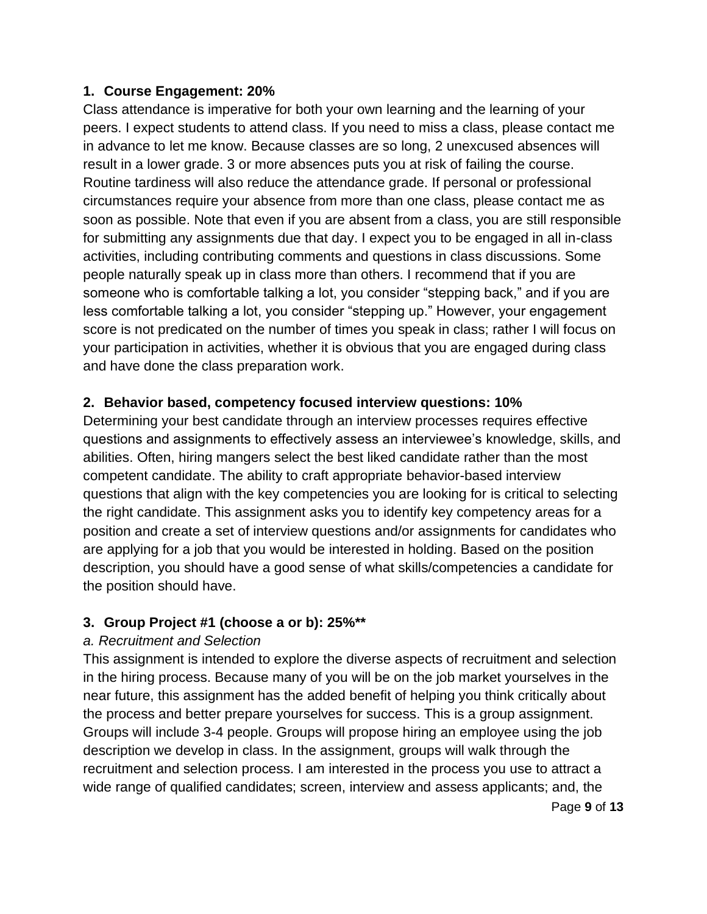**1. Course Engagement: 20%**

Class attendance is imperative for both your own learning and the learning of your peers. I expect students to attend class. If you need to miss a class, please contact me in advance to let me know. Because classes are so long, 2 unexcused absences will result in a lower grade. 3 or more absences puts you at risk of failing the course. Routine tardiness will also reduce the attendance grade. If personal or professional circumstances require your absence from more than one class, please contact me as soon as possible. Note that even if you are absent from a class, you are still responsible for submitting any assignments due that day. I expect you to be engaged in all in-class activities, including contributing comments and questions in class discussions. Some people naturally speak up in class more than others. I recommend that if you are someone who is comfortable talking a lot, you consider "stepping back," and if you are less comfortable talking a lot, you consider "stepping up." However, your engagement score is not predicated on the number of times you speak in class; rather I will focus on your participation in activities, whether it is obvious that you are engaged during class and have done the class preparation work.

**2. Behavior based, competency focused interview questions: 10%**

Determining your best candidate through an interview processes requires effective questions and assignments to effectively assess an interviewee's knowledge, skills, and abilities. Often, hiring mangers select the best liked candidate rather than the most competent candidate. The ability to craft appropriate behavior-based interview questions that align with the key competencies you are looking for is critical to selecting the right candidate. This assignment asks you to identify key competency areas for a position and create a set of interview questions and/or assignments for candidates who are applying for a job that you would be interested in holding. Based on the position description, you should have a good sense of what skills/competencies a candidate for the position should have.

**3. Group Project #1 (choose a or b): 25%\*\***

*a. Recruitment and Selection*

This assignment is intended to explore the diverse aspects of recruitment and selection in the hiring process. Because many of you will be on the job market yourselves in the near future, this assignment has the added benefit of helping you think critically about the process and better prepare yourselves for success. This is a group assignment. Groups will include 3-4 people. Groups will propose hiring an employee using the job description we develop in class. In the assignment, groups will walk through the recruitment and selection process. I am interested in the process you use to attract a wide range of qualified candidates; screen, interview and assess applicants; and, the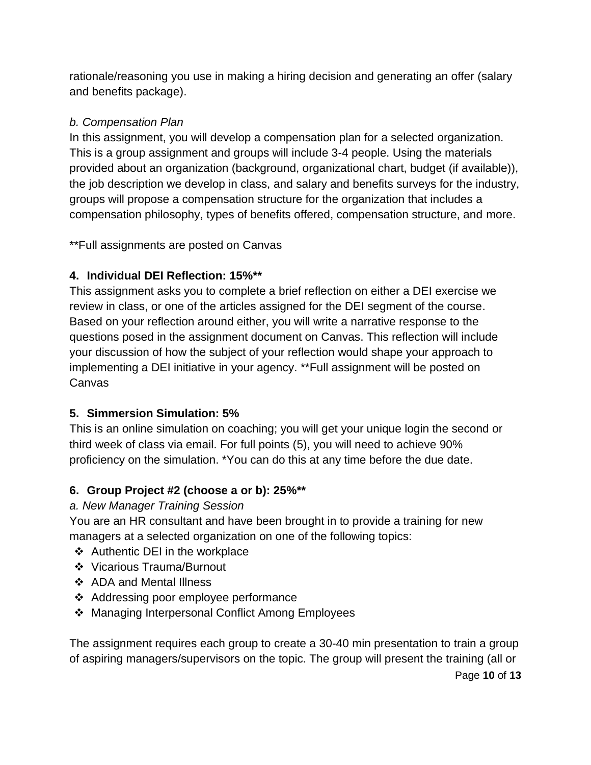rationale/reasoning you use in making a hiring decision and generating an offer (salary and benefits package).

*b. Compensation Plan*

In this assignment, you will develop a compensation plan for a selected organization. This is a group assignment and groups will include 3-4 people. Using the materials provided about an organization (background, organizational chart, budget (if available)), the job description we develop in class, and salary and benefits surveys for the industry, groups will propose a compensation structure for the organization that includes a compensation philosophy, types of benefits offered, compensation structure, and more.

**Full assignments are posted on Canvas

### 4. Individual DEI Reflection: 15%**

This assignment asks you to complete a brief reflection on either a DEI exercise we review in class, or one of the articles assigned for the DEI segment of the course. Based on your reflection around either, you will write a narrative response to the questions posed in the assignment document on Canvas. This reflection will include your discussion of how the subject of your reflection would shape your approach to implementing a DEI initiative in your agency. **Full assignment will be posted on Canvas

### 5. Simmersion Simulation: 5%

This is an online simulation on coaching; you will get your unique login the second or third week of class via email. For full points (5), you will need to achieve 90% proficiency on the simulation. *You can do this at any time before the due date.

### 6. Group Project #2 (choose a or b): 25%**

*a. New Manager Training Session*

You are an HR consultant and have been brought in to provide a training for new managers at a selected organization on one of the following topics:

- Authentic DEI in the workplace
- Vicarious Trauma/Burnout
- ADA and Mental Illness
- Addressing poor employee performance
- Managing Interpersonal Conflict Among Employees

The assignment requires each group to create a 30-40 min presentation to train a group of aspiring managers/supervisors on the topic. The group will present the training (all or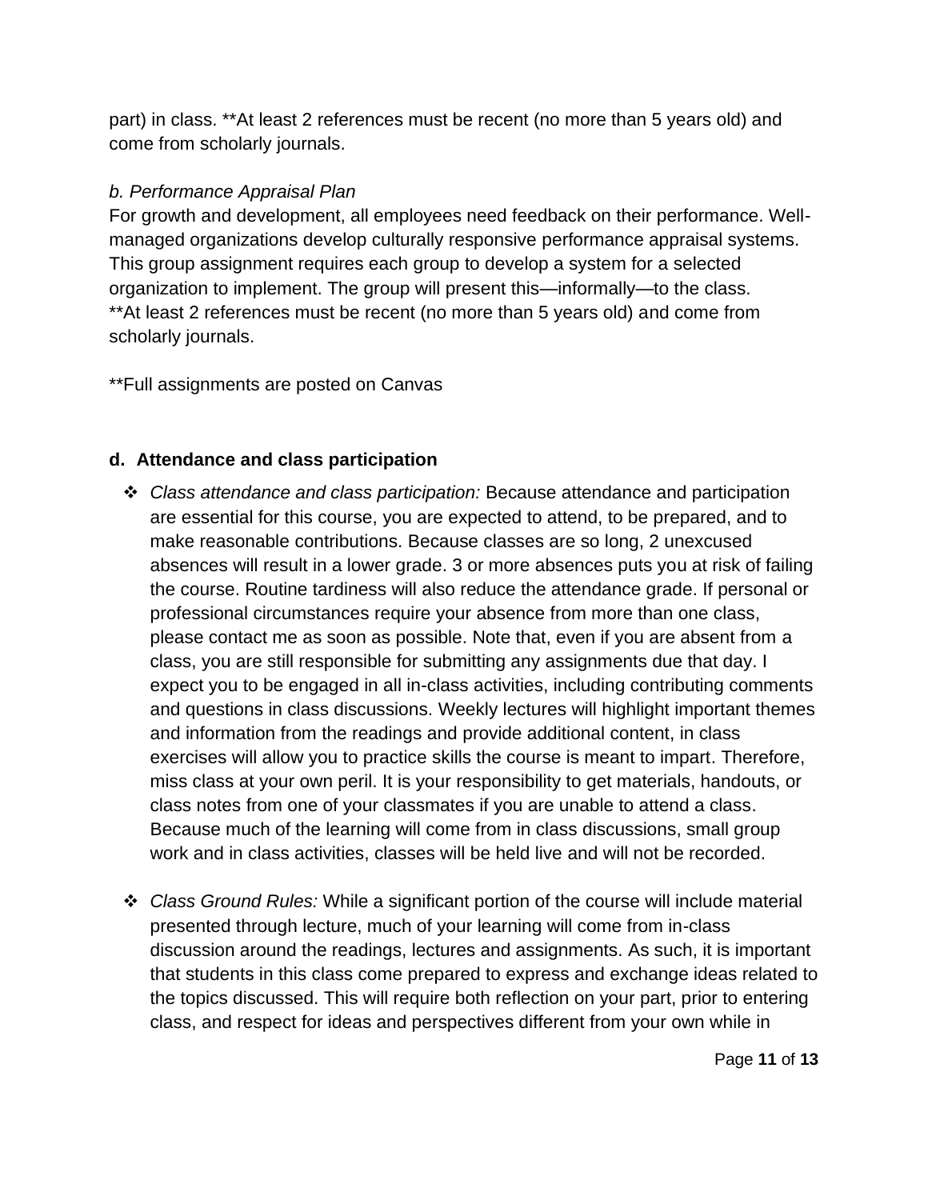part) in class. **At least 2 references must be recent (no more than 5 years old) and come from scholarly journals.

*b. Performance Appraisal Plan*

For growth and development, all employees need feedback on their performance. Well-managed organizations develop culturally responsive performance appraisal systems. This group assignment requires each group to develop a system for a selected organization to implement. The group will present this—informally—to the class. **At least 2 references must be recent (no more than 5 years old) and come from scholarly journals.

**Full assignments are posted on Canvas

### d. Attendance and class participation

- *Class attendance and class participation:* Because attendance and participation are essential for this course, you are expected to attend, to be prepared, and to make reasonable contributions. Because classes are so long, 2 unexcused absences will result in a lower grade. 3 or more absences puts you at risk of failing the course. Routine tardiness will also reduce the attendance grade. If personal or professional circumstances require your absence from more than one class, please contact me as soon as possible. Note that, even if you are absent from a class, you are still responsible for submitting any assignments due that day. I expect you to be engaged in all in-class activities, including contributing comments and questions in class discussions. Weekly lectures will highlight important themes and information from the readings and provide additional content, in class exercises will allow you to practice skills the course is meant to impart. Therefore, miss class at your own peril. It is your responsibility to get materials, handouts, or class notes from one of your classmates if you are unable to attend a class. Because much of the learning will come from in class discussions, small group work and in class activities, classes will be held live and will not be recorded.

- *Class Ground Rules:* While a significant portion of the course will include material presented through lecture, much of your learning will come from in-class discussion around the readings, lectures and assignments. As such, it is important that students in this class come prepared to express and exchange ideas related to the topics discussed. This will require both reflection on your part, prior to entering class, and respect for ideas and perspectives different from your own while in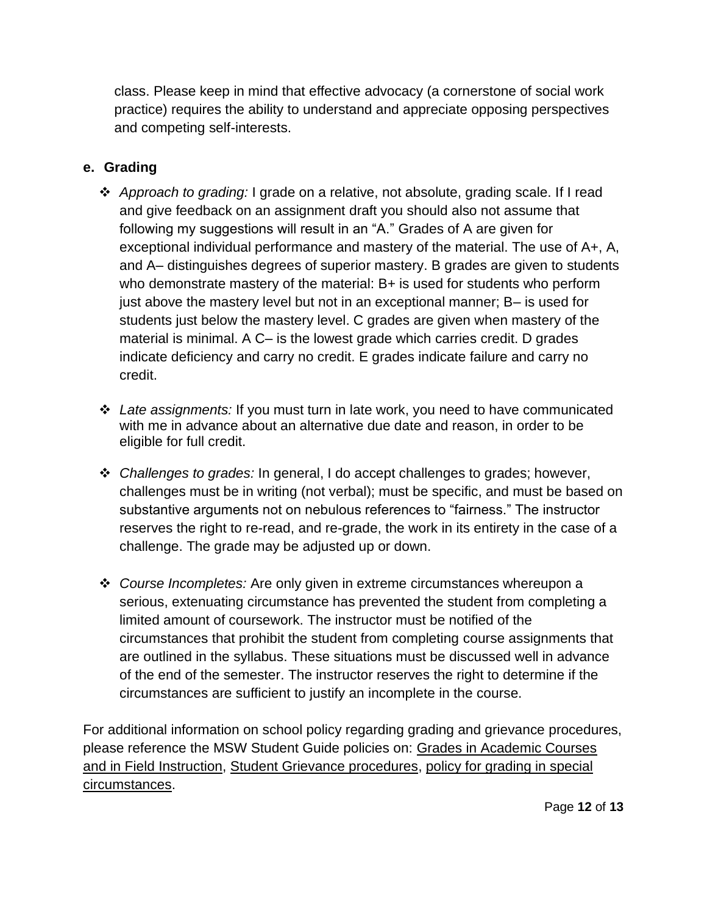class. Please keep in mind that effective advocacy (a cornerstone of social work practice) requires the ability to understand and appreciate opposing perspectives and competing self-interests.

### e. Grading

- *Approach to grading:* I grade on a relative, not absolute, grading scale. If I read and give feedback on an assignment draft you should also not assume that following my suggestions will result in an "A." Grades of A are given for exceptional individual performance and mastery of the material. The use of A+, A, and A– distinguishes degrees of superior mastery. B grades are given to students who demonstrate mastery of the material: B+ is used for students who perform just above the mastery level but not in an exceptional manner; B– is used for students just below the mastery level. C grades are given when mastery of the material is minimal. A C– is the lowest grade which carries credit. D grades indicate deficiency and carry no credit. E grades indicate failure and carry no credit.

- *Late assignments:* If you must turn in late work, you need to have communicated with me in advance about an alternative due date and reason, in order to be eligible for full credit.

- *Challenges to grades:* In general, I do accept challenges to grades; however, challenges must be in writing (not verbal); must be specific, and must be based on substantive arguments not on nebulous references to "fairness." The instructor reserves the right to re-read, and re-grade, the work in its entirety in the case of a challenge. The grade may be adjusted up or down.

- *Course Incompletes:* Are only given in extreme circumstances whereupon a serious, extenuating circumstance has prevented the student from completing a limited amount of coursework. The instructor must be notified of the circumstances that prohibit the student from completing course assignments that are outlined in the syllabus. These situations must be discussed well in advance of the end of the semester. The instructor reserves the right to determine if the circumstances are sufficient to justify an incomplete in the course.

For additional information on school policy regarding grading and grievance procedures, please reference the MSW Student Guide policies on: Grades in Academic Courses and in Field Instruction, Student Grievance procedures, policy for grading in special circumstances.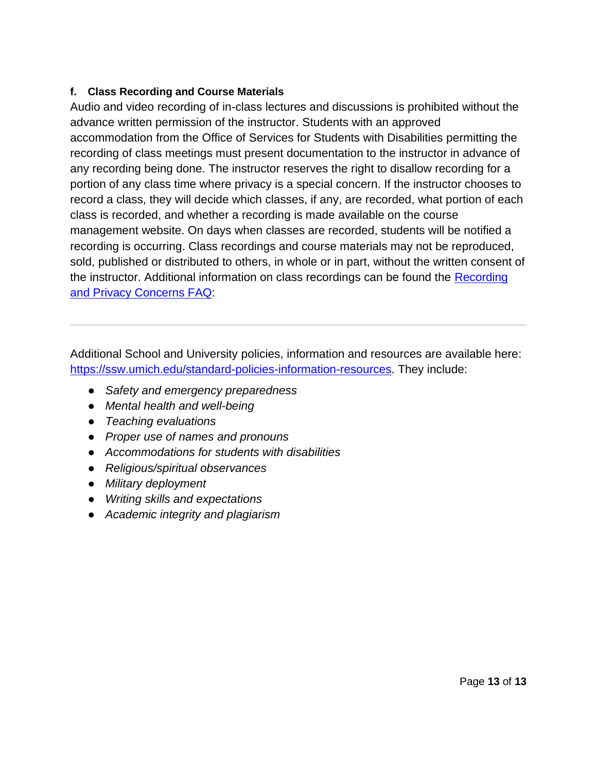**f. Class Recording and Course Materials**

Audio and video recording of in-class lectures and discussions is prohibited without the advance written permission of the instructor. Students with an approved accommodation from the Office of Services for Students with Disabilities permitting the recording of class meetings must present documentation to the instructor in advance of any recording being done. The instructor reserves the right to disallow recording for a portion of any class time where privacy is a special concern. If the instructor chooses to record a class, they will decide which classes, if any, are recorded, what portion of each class is recorded, and whether a recording is made available on the course management website. On days when classes are recorded, students will be notified a recording is occurring. Class recordings and course materials may not be reproduced, sold, published or distributed to others, in whole or in part, without the written consent of the instructor. Additional information on class recordings can be found the Recording and Privacy Concerns FAQ:

---

Additional School and University policies, information and resources are available here: https://ssw.umich.edu/standard-policies-information-resources. They include:

- *Safety and emergency preparedness*
- *Mental health and well-being*
- *Teaching evaluations*
- *Proper use of names and pronouns*
- *Accommodations for students with disabilities*
- *Religious/spiritual observances*
- *Military deployment*
- *Writing skills and expectations*
- *Academic integrity and plagiarism*